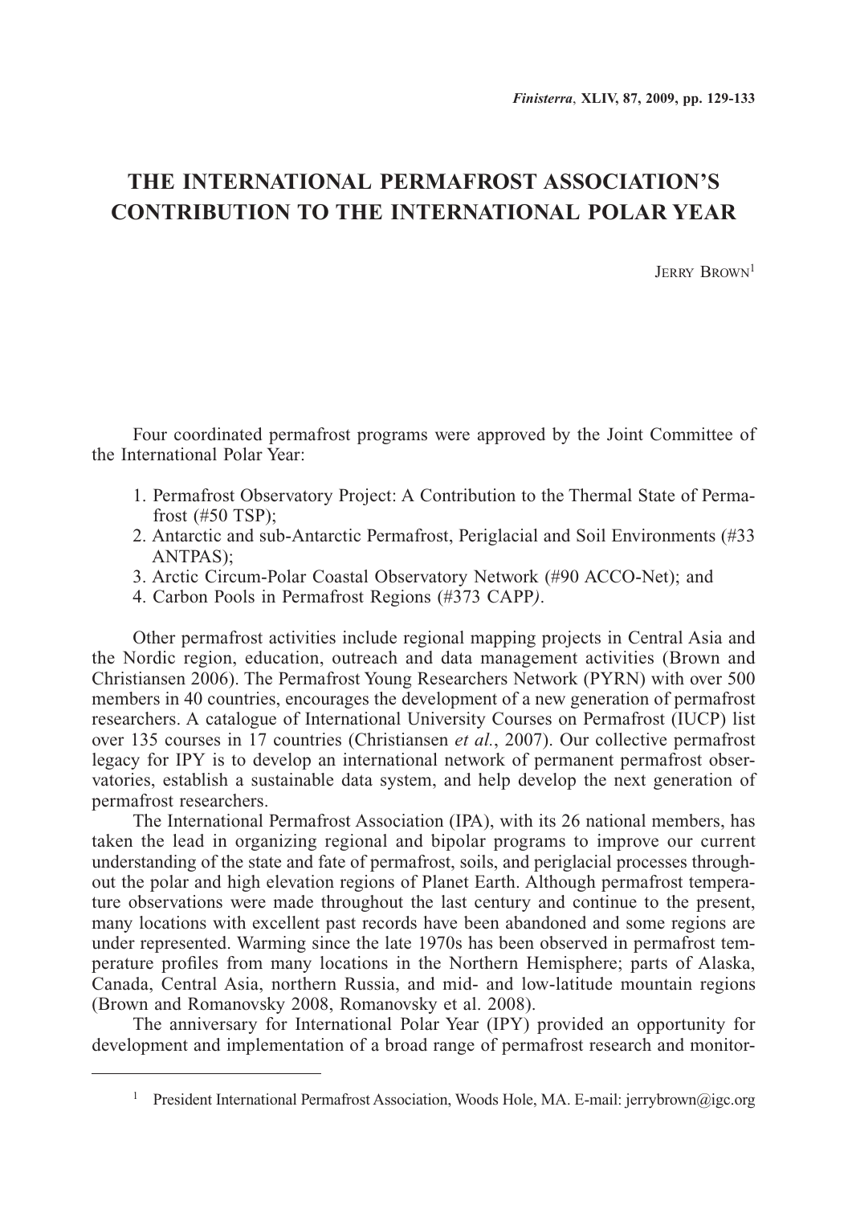# THE INTERNATIONAL PERMAFROST ASSOCIATION'S CONTRIBUTION TO THE INTERNATIONAL POLAR YEAR

JERRY BROWN[1]

Four coordinated permafrost programs were approved by the Joint Committee of the International Polar Year:

1. Permafrost Observatory Project: A Contribution to the Thermal State of Permafrost (#50 TSP);
2. Antarctic and sub-Antarctic Permafrost, Periglacial and Soil Environments (#33 ANTPAS);
3. Arctic Circum-Polar Coastal Observatory Network (#90 ACCO-Net); and
4. Carbon Pools in Permafrost Regions (#373 CAPP*)*.

Other permafrost activities include regional mapping projects in Central Asia and the Nordic region, education, outreach and data management activities (Brown and Christiansen 2006). The Permafrost Young Researchers Network (PYRN) with over 500 members in 40 countries, encourages the development of a new generation of permafrost researchers. A catalogue of International University Courses on Permafrost (IUCP) list over 135 courses in 17 countries (Christiansen *et al.*, 2007). Our collective permafrost legacy for IPY is to develop an international network of permanent permafrost observatories, establish a sustainable data system, and help develop the next generation of permafrost researchers.

The International Permafrost Association (IPA), with its 26 national members, has taken the lead in organizing regional and bipolar programs to improve our current understanding of the state and fate of permafrost, soils, and periglacial processes throughout the polar and high elevation regions of Planet Earth. Although permafrost temperature observations were made throughout the last century and continue to the present, many locations with excellent past records have been abandoned and some regions are under represented. Warming since the late 1970s has been observed in permafrost temperature profiles from many locations in the Northern Hemisphere; parts of Alaska, Canada, Central Asia, northern Russia, and mid- and low-latitude mountain regions (Brown and Romanovsky 2008, Romanovsky et al. 2008).

The anniversary for International Polar Year (IPY) provided an opportunity for development and implementation of a broad range of permafrost research and monitor-

[1] President International Permafrost Association, Woods Hole, MA. E-mail: jerrybrown@igc.org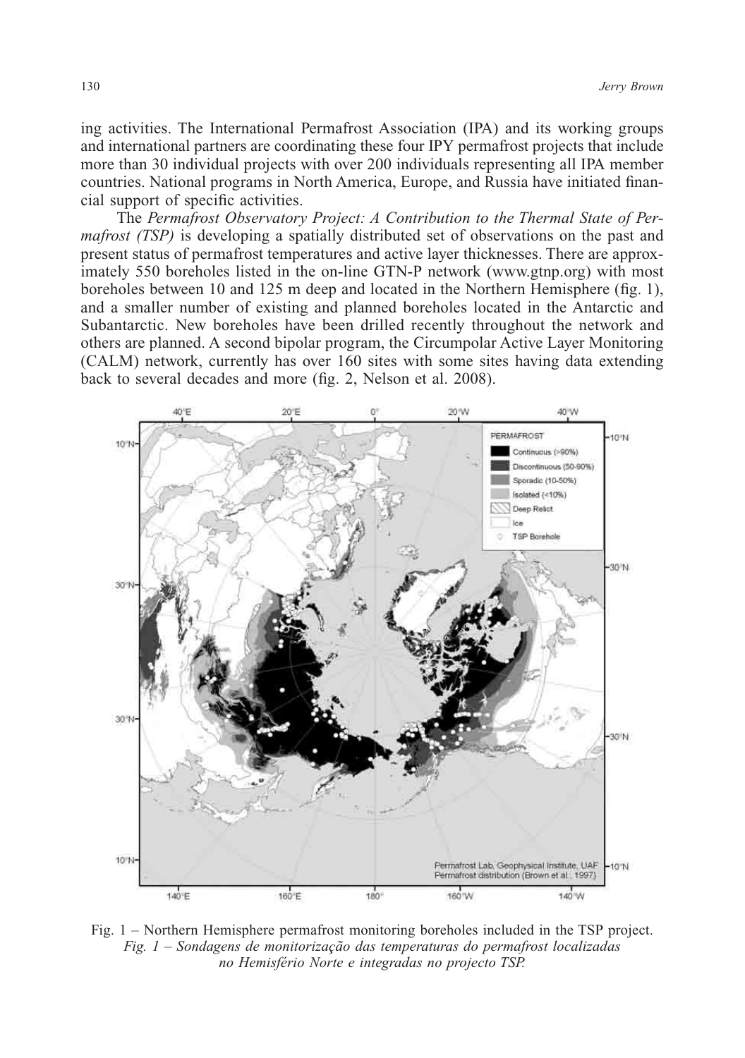ing activities. The International Permafrost Association (IPA) and its working groups and international partners are coordinating these four IPY permafrost projects that include more than 30 individual projects with over 200 individuals representing all IPA member countries. National programs in North America, Europe, and Russia have initiated financial support of specific activities.

The *Permafrost Observatory Project: A Contribution to the Thermal State of Permafrost (TSP)* is developing a spatially distributed set of observations on the past and present status of permafrost temperatures and active layer thicknesses. There are approximately 550 boreholes listed in the on-line GTN-P network (www.gtnp.org) with most boreholes between 10 and 125 m deep and located in the Northern Hemisphere (fig. 1), and a smaller number of existing and planned boreholes located in the Antarctic and Subantarctic. New boreholes have been drilled recently throughout the network and others are planned. A second bipolar program, the Circumpolar Active Layer Monitoring (CALM) network, currently has over 160 sites with some sites having data extending back to several decades and more (fig. 2, Nelson et al. 2008).

Fig. 1 – Northern Hemisphere permafrost monitoring boreholes included in the TSP project.
*Fig. 1 – Sondagens de monitorização das temperaturas do permafrost localizadas no Hemisfério Norte e integradas no projecto TSP.*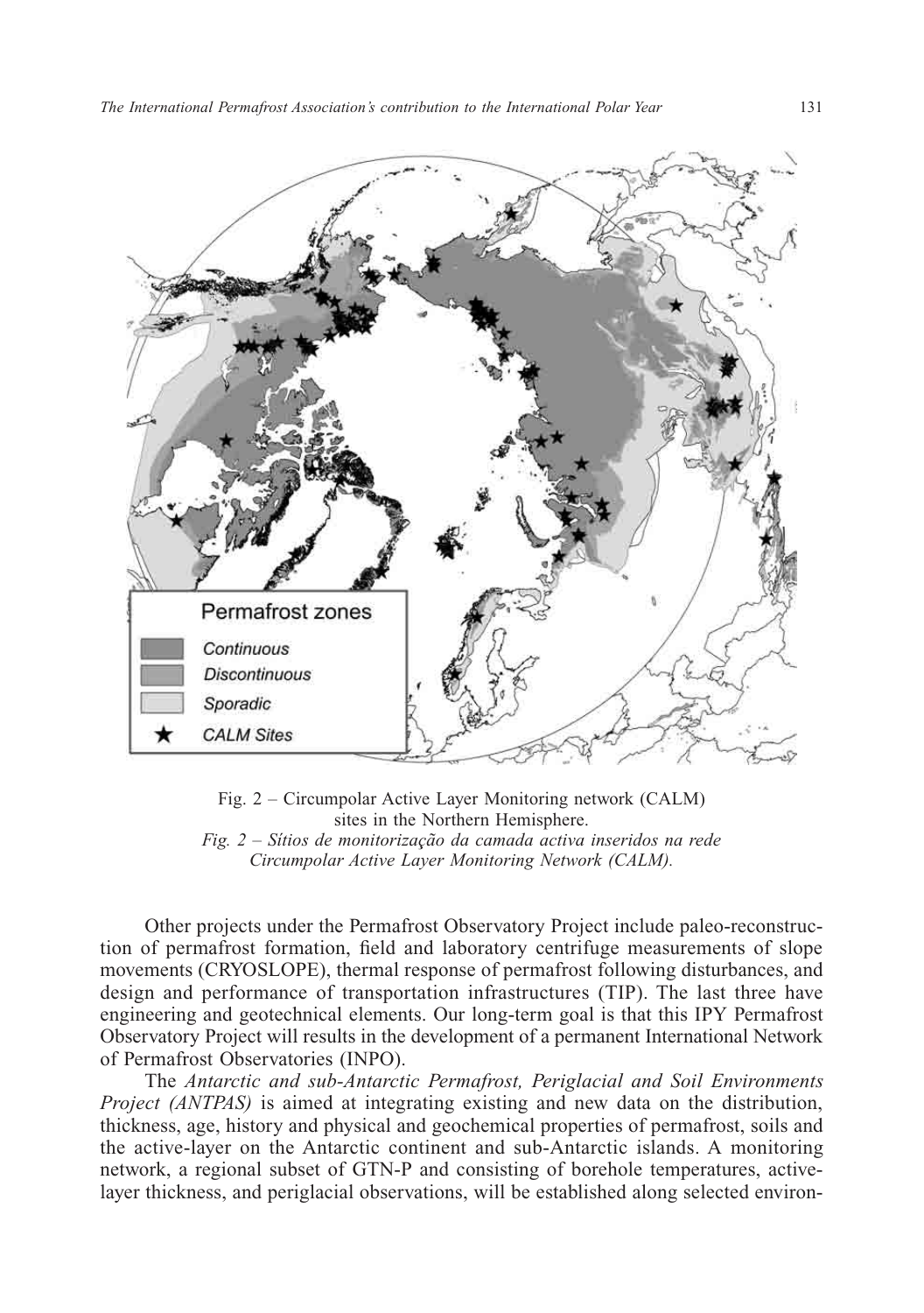Fig. 2 – Circumpolar Active Layer Monitoring network (CALM) sites in the Northern Hemisphere.
*Fig. 2 – Sítios de monitorização da camada activa inseridos na rede Circumpolar Active Layer Monitoring Network (CALM).*

Other projects under the Permafrost Observatory Project include paleo-reconstruction of permafrost formation, field and laboratory centrifuge measurements of slope movements (CRYOSLOPE), thermal response of permafrost following disturbances, and design and performance of transportation infrastructures (TIP). The last three have engineering and geotechnical elements. Our long-term goal is that this IPY Permafrost Observatory Project will results in the development of a permanent International Network of Permafrost Observatories (INPO).

The *Antarctic and sub-Antarctic Permafrost, Periglacial and Soil Environments Project (ANTPAS)* is aimed at integrating existing and new data on the distribution, thickness, age, history and physical and geochemical properties of permafrost, soils and the active-layer on the Antarctic continent and sub-Antarctic islands. A monitoring network, a regional subset of GTN-P and consisting of borehole temperatures, active-layer thickness, and periglacial observations, will be established along selected environ-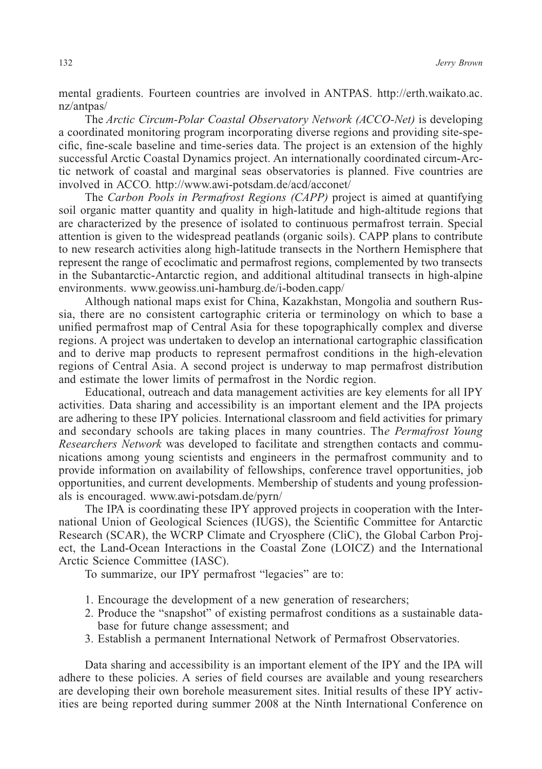mental gradients. Fourteen countries are involved in ANTPAS. http://erth.waikato.ac.nz/antpas/

The *Arctic Circum-Polar Coastal Observatory Network (ACCO-Net)* is developing a coordinated monitoring program incorporating diverse regions and providing site-specific, fine-scale baseline and time-series data. The project is an extension of the highly successful Arctic Coastal Dynamics project. An internationally coordinated circum-Arctic network of coastal and marginal seas observatories is planned. Five countries are involved in ACCO. http://www.awi-potsdam.de/acd/acconet/

The *Carbon Pools in Permafrost Regions (CAPP)* project is aimed at quantifying soil organic matter quantity and quality in high-latitude and high-altitude regions that are characterized by the presence of isolated to continuous permafrost terrain. Special attention is given to the widespread peatlands (organic soils). CAPP plans to contribute to new research activities along high-latitude transects in the Northern Hemisphere that represent the range of ecoclimatic and permafrost regions, complemented by two transects in the Subantarctic-Antarctic region, and additional altitudinal transects in high-alpine environments. www.geowiss.uni-hamburg.de/i-boden.capp/

Although national maps exist for China, Kazakhstan, Mongolia and southern Russia, there are no consistent cartographic criteria or terminology on which to base a unified permafrost map of Central Asia for these topographically complex and diverse regions. A project was undertaken to develop an international cartographic classification and to derive map products to represent permafrost conditions in the high-elevation regions of Central Asia. A second project is underway to map permafrost distribution and estimate the lower limits of permafrost in the Nordic region.

Educational, outreach and data management activities are key elements for all IPY activities. Data sharing and accessibility is an important element and the IPA projects are adhering to these IPY policies. International classroom and field activities for primary and secondary schools are taking places in many countries. Th*e Permafrost Young Researchers Network* was developed to facilitate and strengthen contacts and communications among young scientists and engineers in the permafrost community and to provide information on availability of fellowships, conference travel opportunities, job opportunities, and current developments. Membership of students and young professionals is encouraged. www.awi-potsdam.de/pyrn/

The IPA is coordinating these IPY approved projects in cooperation with the International Union of Geological Sciences (IUGS), the Scientific Committee for Antarctic Research (SCAR), the WCRP Climate and Cryosphere (CliC), the Global Carbon Project, the Land-Ocean Interactions in the Coastal Zone (LOICZ) and the International Arctic Science Committee (IASC).

To summarize, our IPY permafrost "legacies" are to:

1. Encourage the development of a new generation of researchers;
2. Produce the "snapshot" of existing permafrost conditions as a sustainable database for future change assessment; and
3. Establish a permanent International Network of Permafrost Observatories.

Data sharing and accessibility is an important element of the IPY and the IPA will adhere to these policies. A series of field courses are available and young researchers are developing their own borehole measurement sites. Initial results of these IPY activities are being reported during summer 2008 at the Ninth International Conference on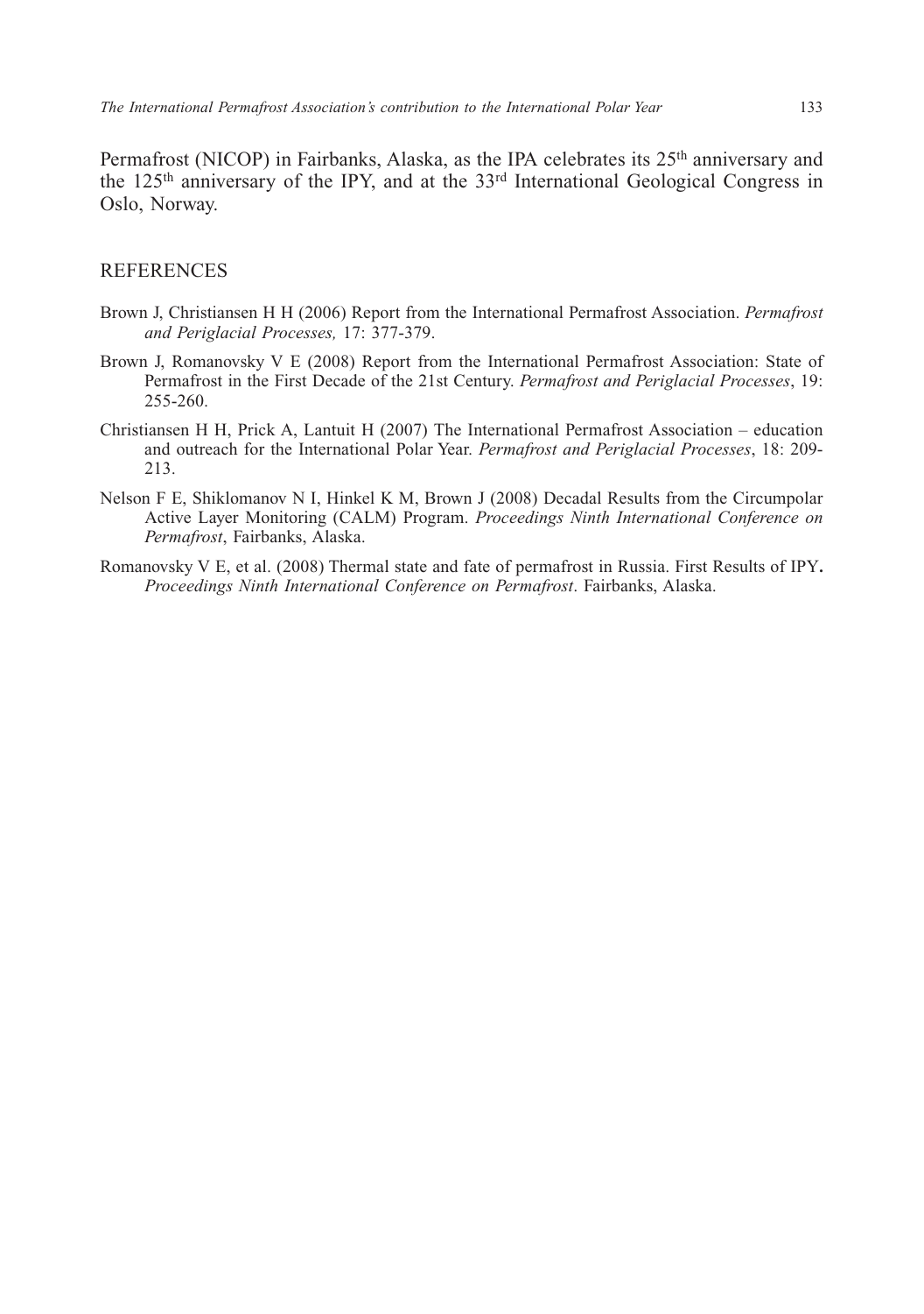Permafrost (NICOP) in Fairbanks, Alaska, as the IPA celebrates its 25th anniversary and the 125th anniversary of the IPY, and at the 33rd International Geological Congress in Oslo, Norway.

## REFERENCES

Brown J, Christiansen H H (2006) Report from the International Permafrost Association. *Permafrost and Periglacial Processes,* 17: 377-379.

Brown J, Romanovsky V E (2008) Report from the International Permafrost Association: State of Permafrost in the First Decade of the 21st Century. *Permafrost and Periglacial Processes*, 19: 255-260.

Christiansen H H, Prick A, Lantuit H (2007) The International Permafrost Association – education and outreach for the International Polar Year. *Permafrost and Periglacial Processes*, 18: 209-213.

Nelson F E, Shiklomanov N I, Hinkel K M, Brown J (2008) Decadal Results from the Circumpolar Active Layer Monitoring (CALM) Program. *Proceedings Ninth International Conference on Permafrost*, Fairbanks, Alaska.

Romanovsky V E, et al. (2008) Thermal state and fate of permafrost in Russia. First Results of IPY**.** *Proceedings Ninth International Conference on Permafrost*. Fairbanks, Alaska.